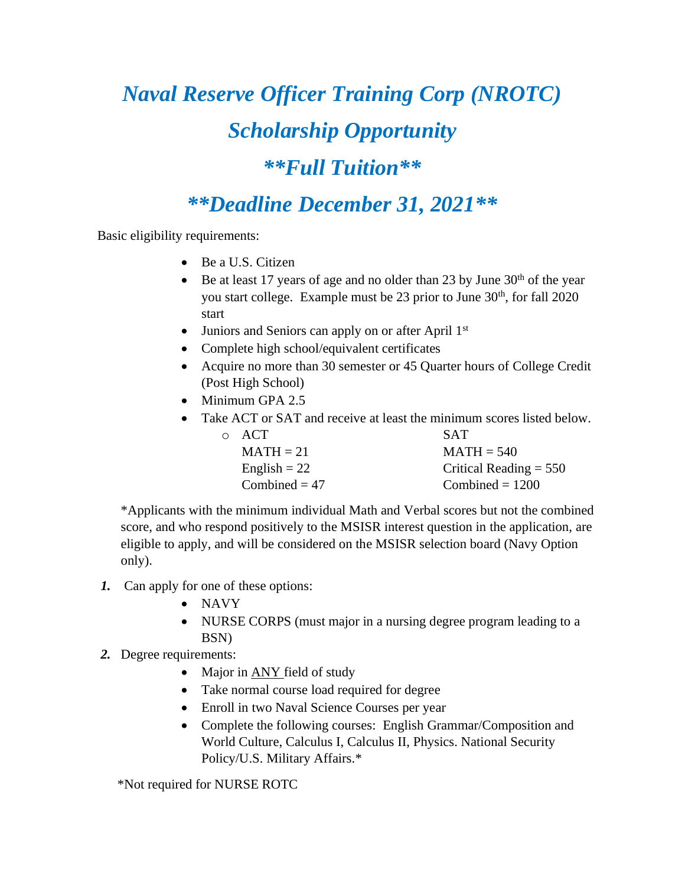# *Naval Reserve Officer Training Corp (NROTC)*

# *Scholarship Opportunity*

# *\*\*Full Tuition\*\**

# *\*\*Deadline December 31, 2021\*\**

Basic eligibility requirements:

- Be a U.S. Citizen
- Be at least 17 years of age and no older than 23 by June 30th of the year you start college. Example must be 23 prior to June 30th, for fall 2020 start
- Juniors and Seniors can apply on or after April 1st
- Complete high school/equivalent certificates
- Acquire no more than 30 semester or 45 Quarter hours of College Credit (Post High School)
- Minimum GPA 2.5
- Take ACT or SAT and receive at least the minimum scores listed below.

| ACT | SAT |
|---|---|
| MATH = 21 | MATH = 540 |
| English = 22 | Critical Reading = 550 |
| Combined = 47 | Combined = 1200 |

\*Applicants with the minimum individual Math and Verbal scores but not the combined score, and who respond positively to the MSISR interest question in the application, are eligible to apply, and will be considered on the MSISR selection board (Navy Option only).

1. Can apply for one of these options:
   - NAVY
   - NURSE CORPS (must major in a nursing degree program leading to a BSN)
2. Degree requirements:
   - Major in <u>ANY</u> field of study
   - Take normal course load required for degree
   - Enroll in two Naval Science Courses per year
   - Complete the following courses: English Grammar/Composition and World Culture, Calculus I, Calculus II, Physics. National Security Policy/U.S. Military Affairs.\*

\*Not required for NURSE ROTC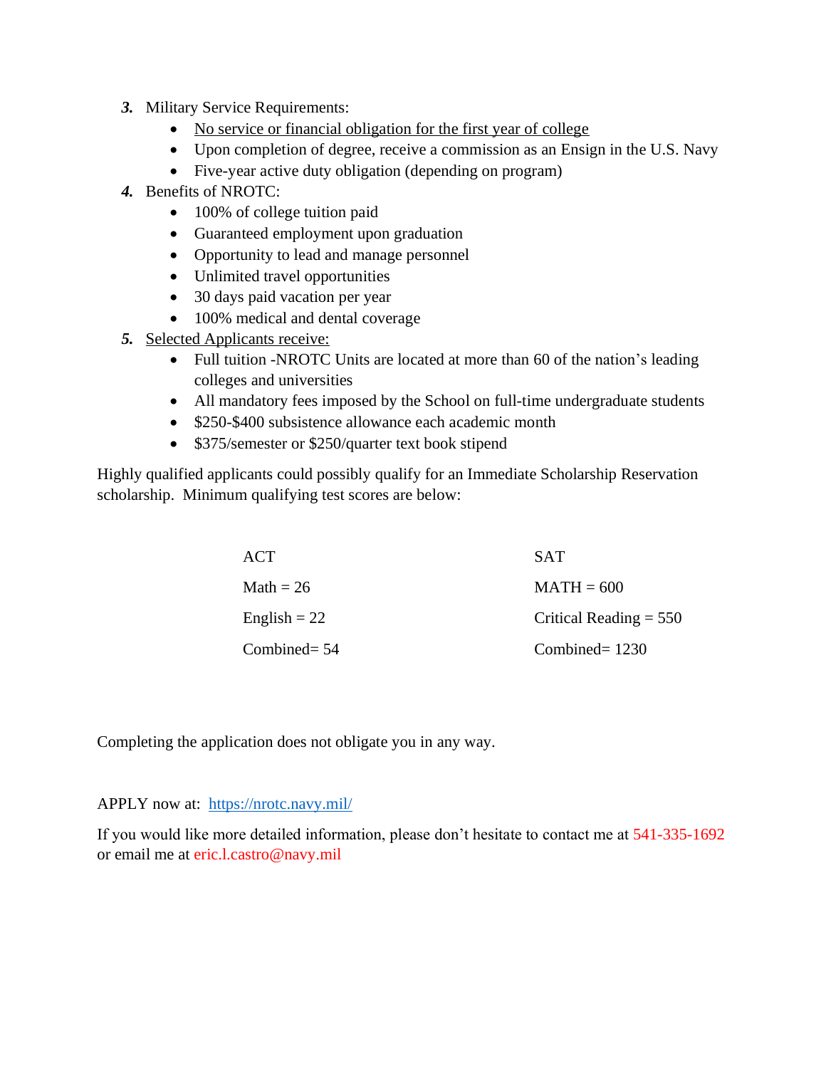3. Military Service Requirements:
   - No service or financial obligation for the first year of college
   - Upon completion of degree, receive a commission as an Ensign in the U.S. Navy
   - Five-year active duty obligation (depending on program)
4. Benefits of NROTC:
   - 100% of college tuition paid
   - Guaranteed employment upon graduation
   - Opportunity to lead and manage personnel
   - Unlimited travel opportunities
   - 30 days paid vacation per year
   - 100% medical and dental coverage
5. Selected Applicants receive:
   - Full tuition -NROTC Units are located at more than 60 of the nation's leading colleges and universities
   - All mandatory fees imposed by the School on full-time undergraduate students
   - $250-$400 subsistence allowance each academic month
   - $375/semester or $250/quarter text book stipend

Highly qualified applicants could possibly qualify for an Immediate Scholarship Reservation scholarship. Minimum qualifying test scores are below:

| ACT | SAT |
|---|---|
| Math = 26 | MATH = 600 |
| English = 22 | Critical Reading = 550 |
| Combined= 54 | Combined= 1230 |

Completing the application does not obligate you in any way.

APPLY now at: https://nrotc.navy.mil/

If you would like more detailed information, please don't hesitate to contact me at 541-335-1692 or email me at eric.l.castro@navy.mil